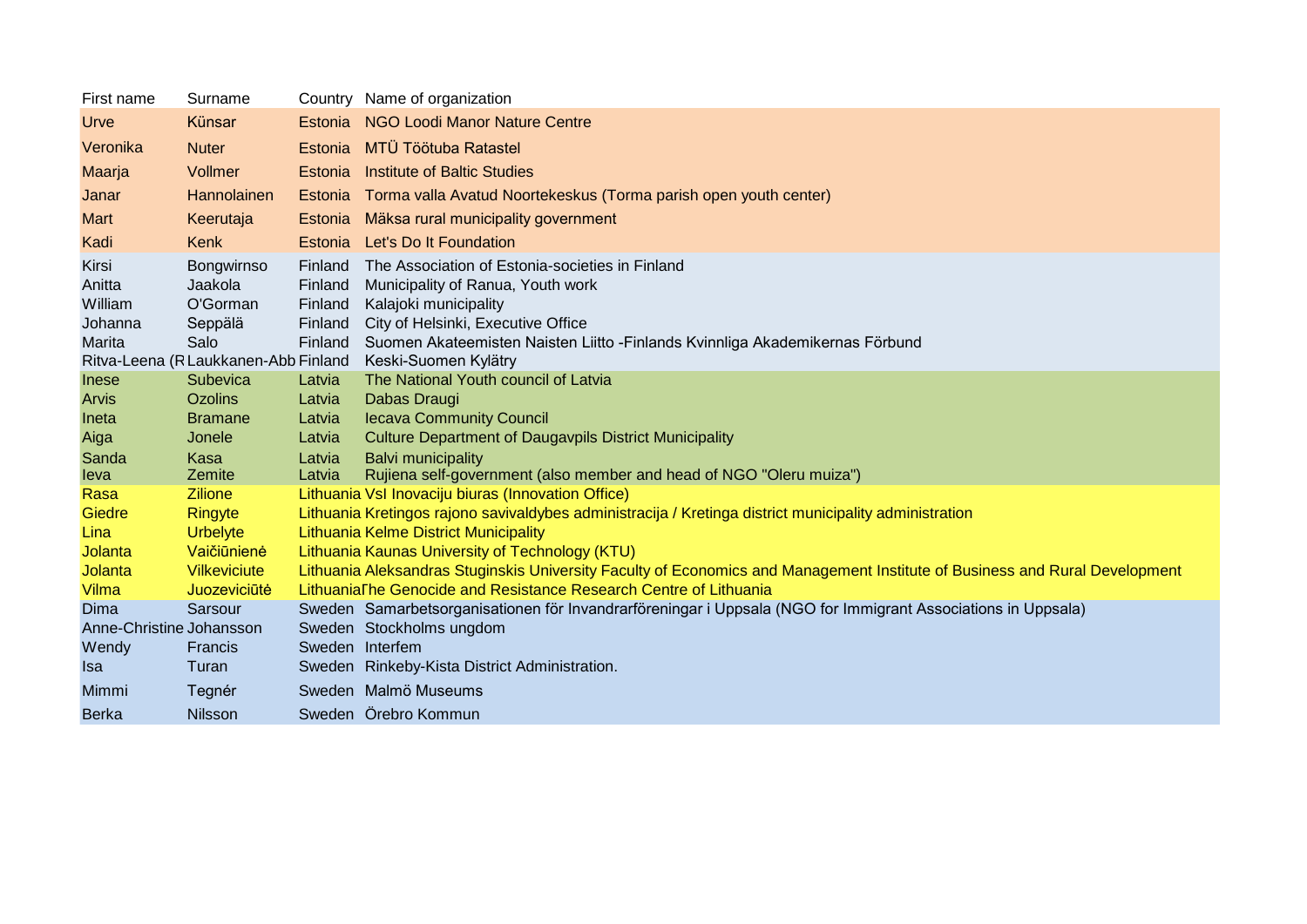| First name | Surname | Country | Name of organization |
|---|---|---|---|
| Urve | Künsar | Estonia | NGO Loodi Manor Nature Centre |
| Veronika | Nuter | Estonia | MTÜ Töötuba Ratastel |
| Maarja | Vollmer | Estonia | Institute of Baltic Studies |
| Janar | Hannolainen | Estonia | Torma valla Avatud Noortekeskus (Torma parish open youth center) |
| Mart | Keerutaja | Estonia | Mäksa rural municipality government |
| Kadi | Kenk | Estonia | Let's Do It Foundation |
| Kirsi | Bongwirnso | Finland | The Association of Estonia-societies in Finland |
| Anitta | Jaakola | Finland | Municipality of Ranua, Youth work |
| William | O'Gorman | Finland | Kalajoki municipality |
| Johanna | Seppälä | Finland | City of Helsinki, Executive Office |
| Marita | Salo | Finland | Suomen Akateemisten Naisten Liitto -Finlands Kvinnliga Akademikernas Förbund |
| Ritva-Leena (R | Laukkanen-Abb | Finland | Keski-Suomen Kylätry |
| Inese | Subevica | Latvia | The National Youth council of Latvia |
| Arvis | Ozolins | Latvia | Dabas Draugi |
| Ineta | Bramane | Latvia | Iecava Community Council |
| Aiga | Jonele | Latvia | Culture Department of Daugavpils District Municipality |
| Sanda | Kasa | Latvia | Balvi municipality |
| Ieva | Zemite | Latvia | Rujiena self-government (also member and head of NGO "Oleru muiza") |
| Rasa | Zilione | Lithuania | VsI Inovaciju biuras (Innovation Office) |
| Giedre | Ringyte | Lithuania | Kretingos rajono savivaldybes administracija / Kretinga district municipality administration |
| Lina | Urbelyte | Lithuania | Kelme District Municipality |
| Jolanta | Vaičiūnienė | Lithuania | Kaunas University of Technology (KTU) |
| Jolanta | Vilkeviciute | Lithuania | Aleksandras Stuginskis University Faculty of Economics and Management Institute of Business and Rural Development |
| Vilma | Juozevičiūtė | Lithuania | The Genocide and Resistance Research Centre of Lithuania |
| Dima | Sarsour | Sweden | Samarbetsorganisationen för Invandrarföreningar i Uppsala (NGO for Immigrant Associations in Uppsala) |
| Anne-Christine | Johansson | Sweden | Stockholms ungdom |
| Wendy | Francis | Sweden | Interfem |
| Isa | Turan | Sweden | Rinkeby-Kista District Administration. |
| Mimmi | Tegnér | Sweden | Malmö Museums |
| Berka | Nilsson | Sweden | Örebro Kommun |